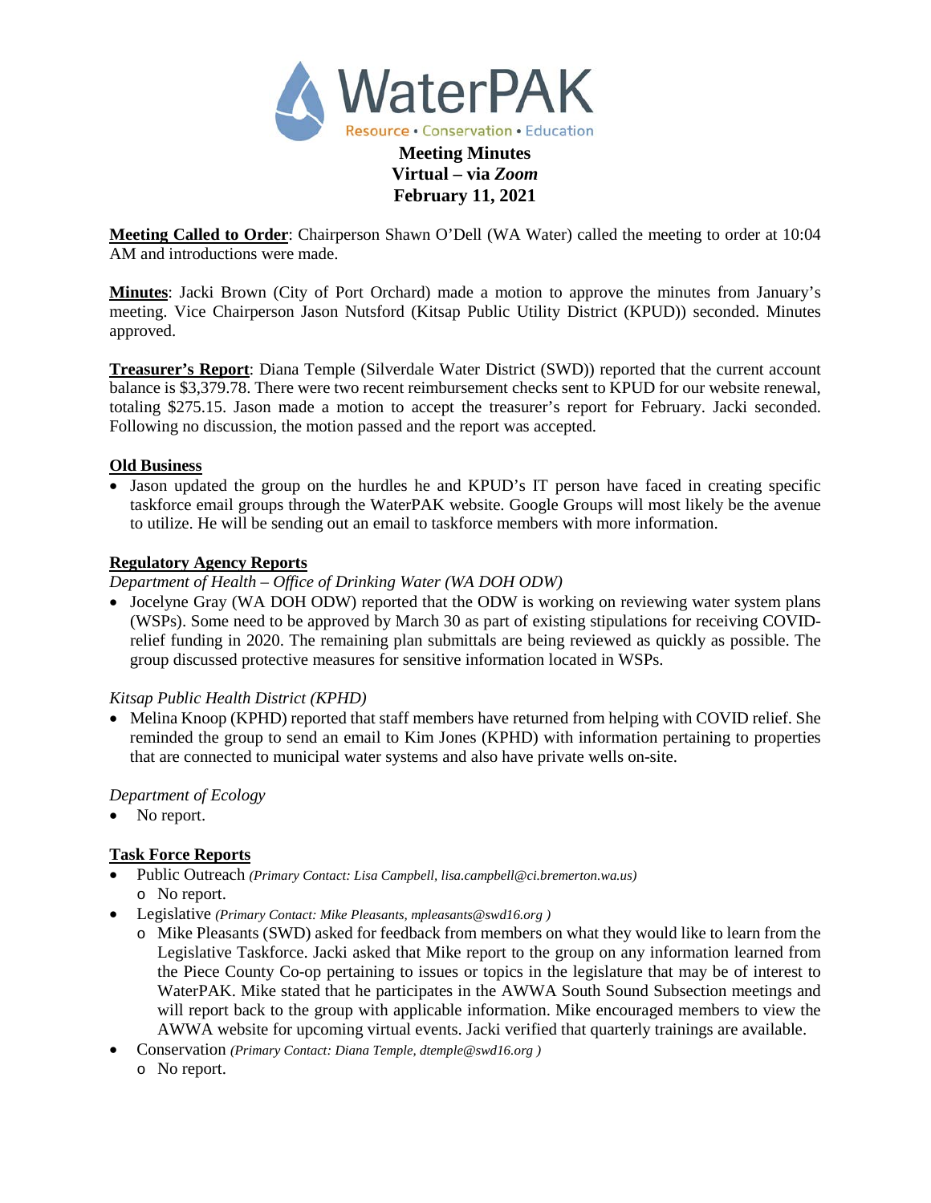# WaterPAK

Resource • Conservation • Education

**Meeting Minutes**
**Virtual – via *Zoom***
**February 11, 2021**

**Meeting Called to Order**: Chairperson Shawn O'Dell (WA Water) called the meeting to order at 10:04 AM and introductions were made.

**Minutes**: Jacki Brown (City of Port Orchard) made a motion to approve the minutes from January's meeting. Vice Chairperson Jason Nutsford (Kitsap Public Utility District (KPUD)) seconded. Minutes approved.

**Treasurer's Report**: Diana Temple (Silverdale Water District (SWD)) reported that the current account balance is $3,379.78. There were two recent reimbursement checks sent to KPUD for our website renewal, totaling $275.15. Jason made a motion to accept the treasurer's report for February. Jacki seconded. Following no discussion, the motion passed and the report was accepted.

## Old Business

- Jason updated the group on the hurdles he and KPUD's IT person have faced in creating specific taskforce email groups through the WaterPAK website. Google Groups will most likely be the avenue to utilize. He will be sending out an email to taskforce members with more information.

## Regulatory Agency Reports

*Department of Health – Office of Drinking Water (WA DOH ODW)*

- Jocelyne Gray (WA DOH ODW) reported that the ODW is working on reviewing water system plans (WSPs). Some need to be approved by March 30 as part of existing stipulations for receiving COVID-relief funding in 2020. The remaining plan submittals are being reviewed as quickly as possible. The group discussed protective measures for sensitive information located in WSPs.

*Kitsap Public Health District (KPHD)*

- Melina Knoop (KPHD) reported that staff members have returned from helping with COVID relief. She reminded the group to send an email to Kim Jones (KPHD) with information pertaining to properties that are connected to municipal water systems and also have private wells on-site.

*Department of Ecology*

- No report.

## Task Force Reports

- Public Outreach *(Primary Contact: Lisa Campbell, lisa.campbell@ci.bremerton.wa.us)*
  - No report.
- Legislative *(Primary Contact: Mike Pleasants, mpleasants@swd16.org )*
  - Mike Pleasants (SWD) asked for feedback from members on what they would like to learn from the Legislative Taskforce. Jacki asked that Mike report to the group on any information learned from the Piece County Co-op pertaining to issues or topics in the legislature that may be of interest to WaterPAK. Mike stated that he participates in the AWWA South Sound Subsection meetings and will report back to the group with applicable information. Mike encouraged members to view the AWWA website for upcoming virtual events. Jacki verified that quarterly trainings are available.
- Conservation *(Primary Contact: Diana Temple, dtemple@swd16.org )*
  - No report.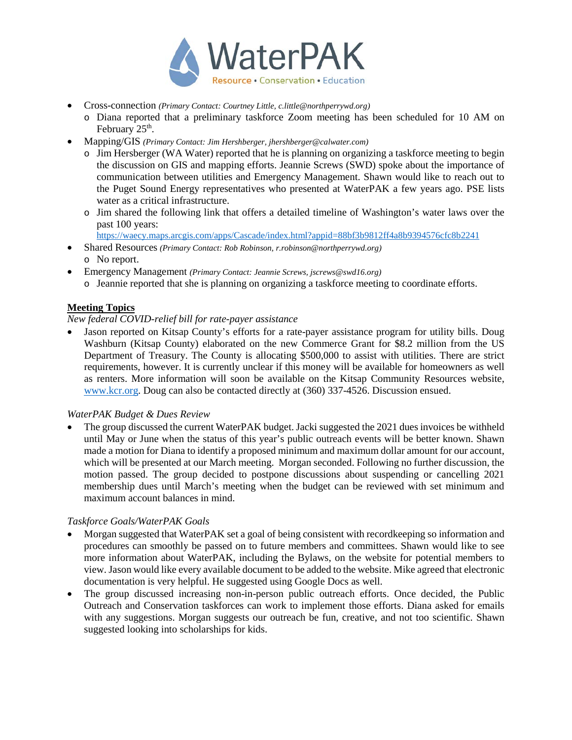- Cross-connection *(Primary Contact: Courtney Little, c.little@northperrywd.org)*
  - Diana reported that a preliminary taskforce Zoom meeting has been scheduled for 10 AM on February 25th.
- Mapping/GIS *(Primary Contact: Jim Hershberger, jhershberger@calwater.com)*
  - Jim Hersberger (WA Water) reported that he is planning on organizing a taskforce meeting to begin the discussion on GIS and mapping efforts. Jeannie Screws (SWD) spoke about the importance of communication between utilities and Emergency Management. Shawn would like to reach out to the Puget Sound Energy representatives who presented at WaterPAK a few years ago. PSE lists water as a critical infrastructure.
  - Jim shared the following link that offers a detailed timeline of Washington's water laws over the past 100 years: https://waecy.maps.arcgis.com/apps/Cascade/index.html?appid=88bf3b9812ff4a8b9394576cfc8b2241
- Shared Resources *(Primary Contact: Rob Robinson, r.robinson@northperrywd.org)*
  - No report.
- Emergency Management *(Primary Contact: Jeannie Screws, jscrews@swd16.org)*
  - Jeannie reported that she is planning on organizing a taskforce meeting to coordinate efforts.

## Meeting Topics

*New federal COVID-relief bill for rate-payer assistance*

- Jason reported on Kitsap County's efforts for a rate-payer assistance program for utility bills. Doug Washburn (Kitsap County) elaborated on the new Commerce Grant for $8.2 million from the US Department of Treasury. The County is allocating $500,000 to assist with utilities. There are strict requirements, however. It is currently unclear if this money will be available for homeowners as well as renters. More information will soon be available on the Kitsap Community Resources website, www.kcr.org. Doug can also be contacted directly at (360) 337-4526. Discussion ensued.

*WaterPAK Budget & Dues Review*

- The group discussed the current WaterPAK budget. Jacki suggested the 2021 dues invoices be withheld until May or June when the status of this year's public outreach events will be better known. Shawn made a motion for Diana to identify a proposed minimum and maximum dollar amount for our account, which will be presented at our March meeting. Morgan seconded. Following no further discussion, the motion passed. The group decided to postpone discussions about suspending or cancelling 2021 membership dues until March's meeting when the budget can be reviewed with set minimum and maximum account balances in mind.

*Taskforce Goals/WaterPAK Goals*

- Morgan suggested that WaterPAK set a goal of being consistent with recordkeeping so information and procedures can smoothly be passed on to future members and committees. Shawn would like to see more information about WaterPAK, including the Bylaws, on the website for potential members to view. Jason would like every available document to be added to the website. Mike agreed that electronic documentation is very helpful. He suggested using Google Docs as well.
- The group discussed increasing non-in-person public outreach efforts. Once decided, the Public Outreach and Conservation taskforces can work to implement those efforts. Diana asked for emails with any suggestions. Morgan suggests our outreach be fun, creative, and not too scientific. Shawn suggested looking into scholarships for kids.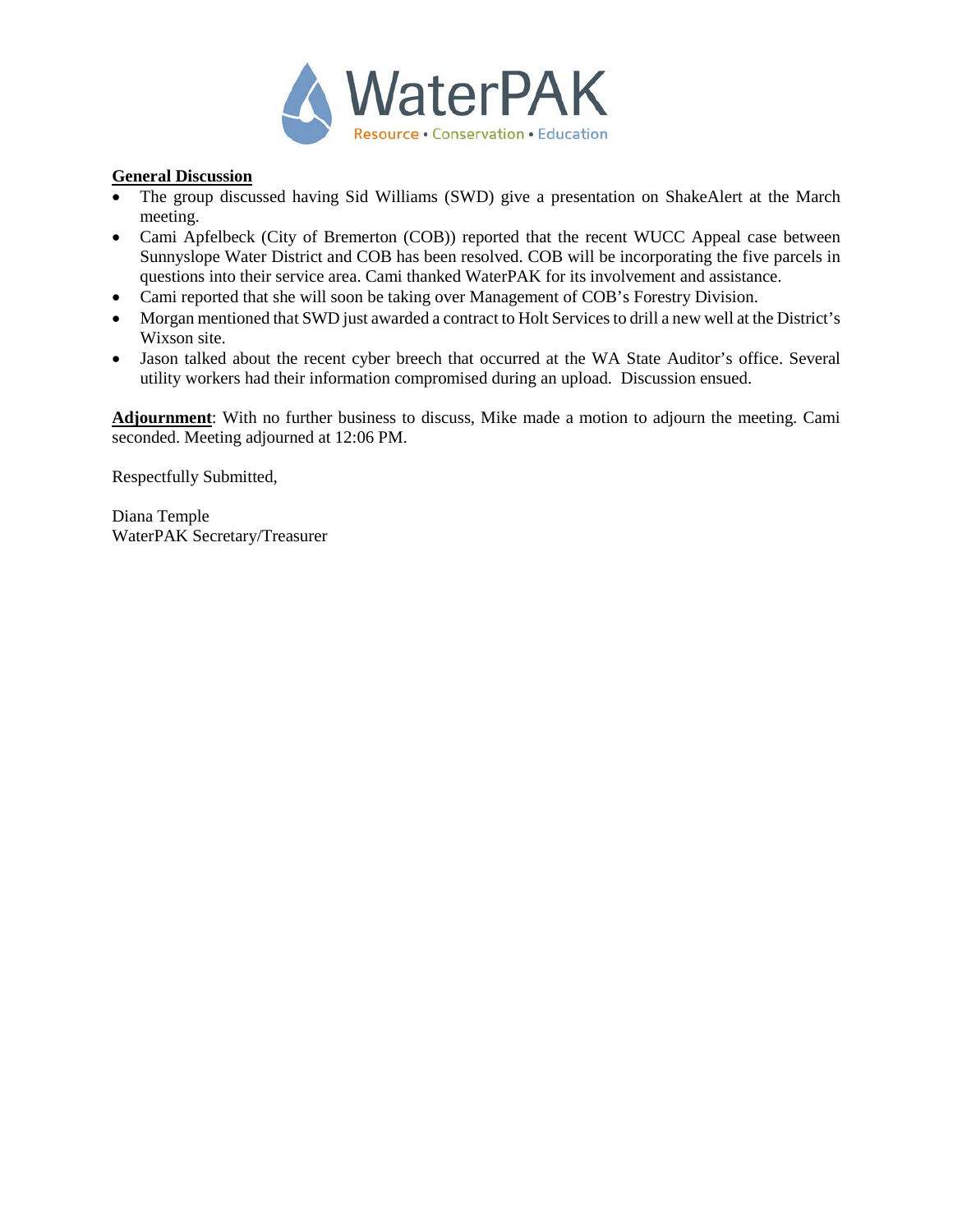WaterPAK

Resource • Conservation • Education

**General Discussion**

- The group discussed having Sid Williams (SWD) give a presentation on ShakeAlert at the March meeting.
- Cami Apfelbeck (City of Bremerton (COB)) reported that the recent WUCC Appeal case between Sunnyslope Water District and COB has been resolved. COB will be incorporating the five parcels in questions into their service area. Cami thanked WaterPAK for its involvement and assistance.
- Cami reported that she will soon be taking over Management of COB's Forestry Division.
- Morgan mentioned that SWD just awarded a contract to Holt Services to drill a new well at the District's Wixson site.
- Jason talked about the recent cyber breech that occurred at the WA State Auditor's office. Several utility workers had their information compromised during an upload. Discussion ensued.

**Adjournment**: With no further business to discuss, Mike made a motion to adjourn the meeting. Cami seconded. Meeting adjourned at 12:06 PM.

Respectfully Submitted,

Diana Temple
WaterPAK Secretary/Treasurer